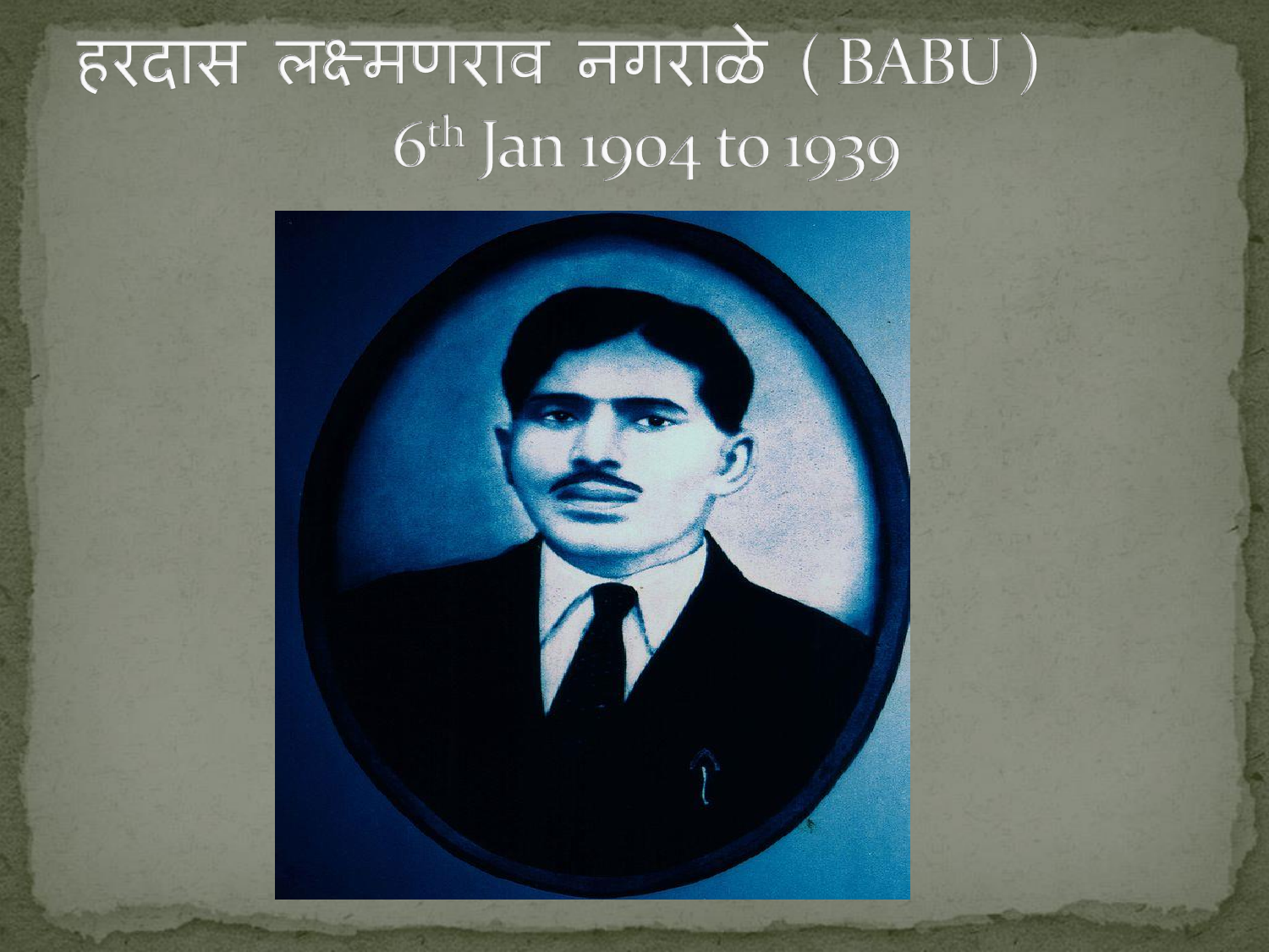# हरदास लक्ष्मणराव नगराळे ( BABU )

## 6th Jan 1904 to 1939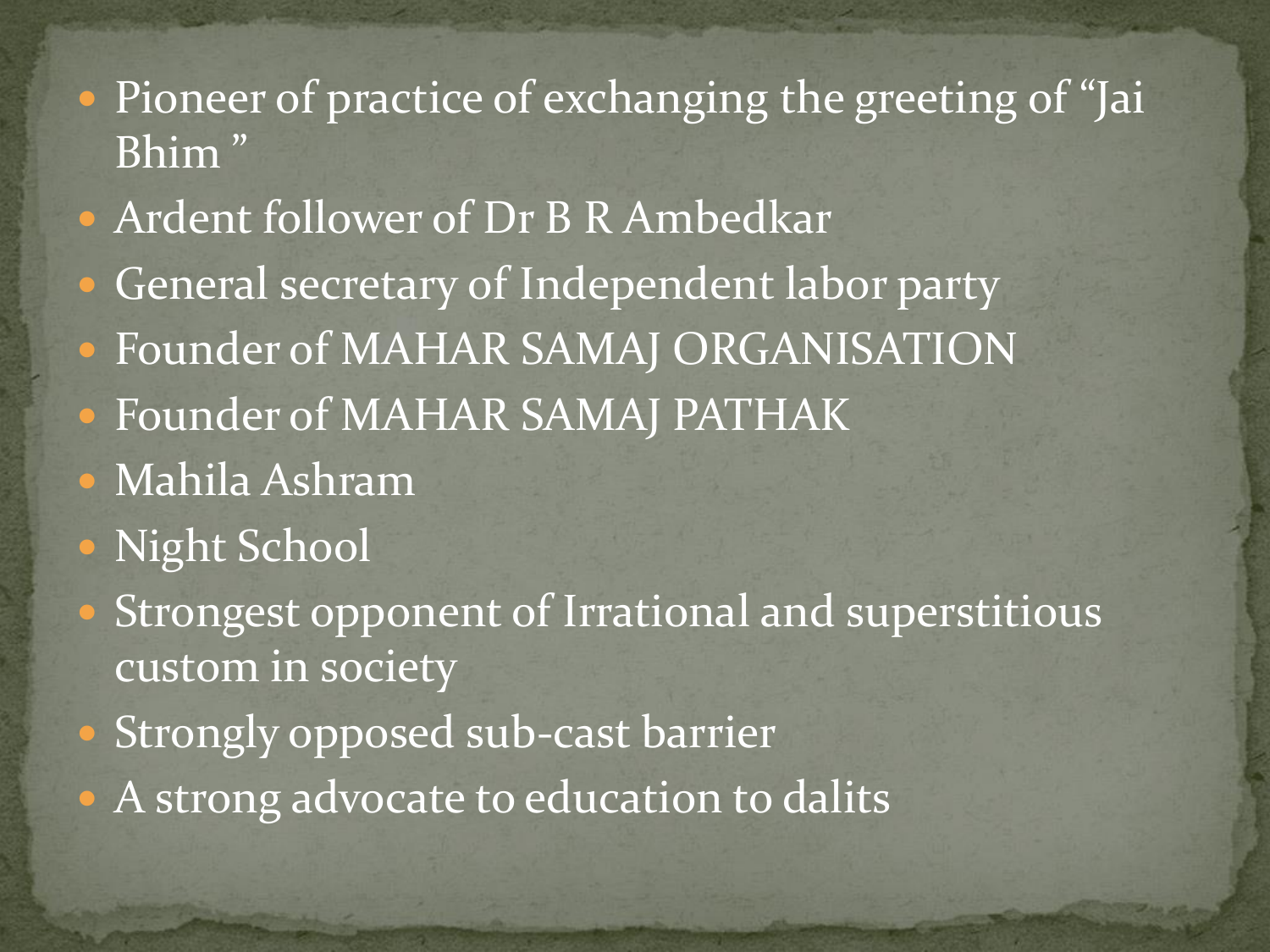- Pioneer of practice of exchanging the greeting of "Jai Bhim "
- Ardent follower of Dr B R Ambedkar
- General secretary of Independent labor party
- Founder of MAHAR SAMAJ ORGANISATION
- Founder of MAHAR SAMAJ PATHAK
- Mahila Ashram
- Night School
- Strongest opponent of Irrational and superstitious custom in society
- Strongly opposed sub-cast barrier
- A strong advocate to education to dalits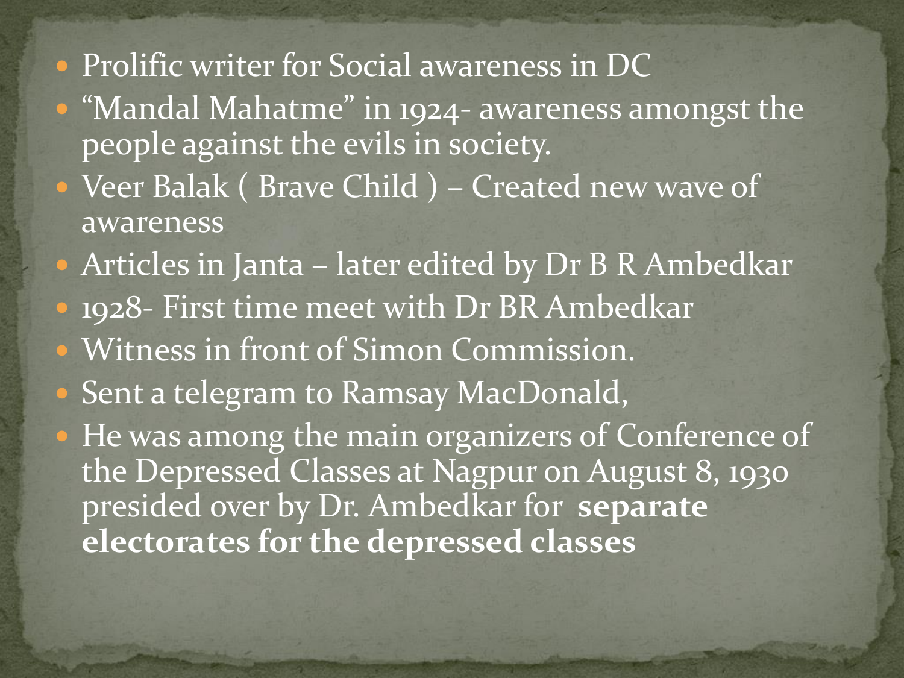- Prolific writer for Social awareness in DC
- "Mandal Mahatme" in 1924- awareness amongst the people against the evils in society.
- Veer Balak ( Brave Child ) – Created new wave of awareness
- Articles in Janta – later edited by Dr B R Ambedkar
- 1928- First time meet with Dr BR Ambedkar
- Witness in front of Simon Commission.
- Sent a telegram to Ramsay MacDonald,
- He was among the main organizers of Conference of the Depressed Classes at Nagpur on August 8, 1930 presided over by Dr. Ambedkar for **separate electorates for the depressed classes**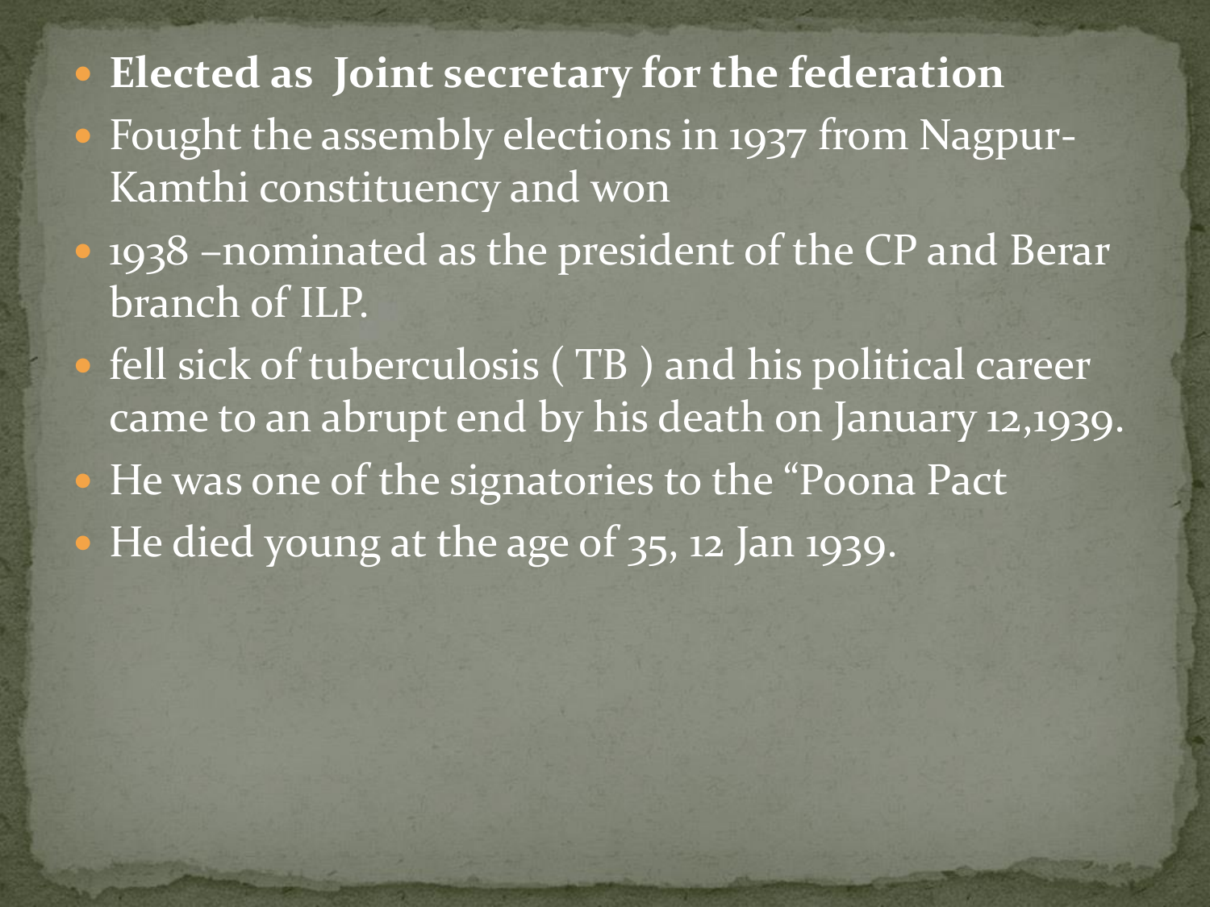- **Elected as Joint secretary for the federation**
- Fought the assembly elections in 1937 from Nagpur-Kamthi constituency and won
- 1938 –nominated as the president of the CP and Berar branch of ILP.
- fell sick of tuberculosis ( TB ) and his political career came to an abrupt end by his death on January 12,1939.
- He was one of the signatories to the "Poona Pact
- He died young at the age of 35, 12 Jan 1939.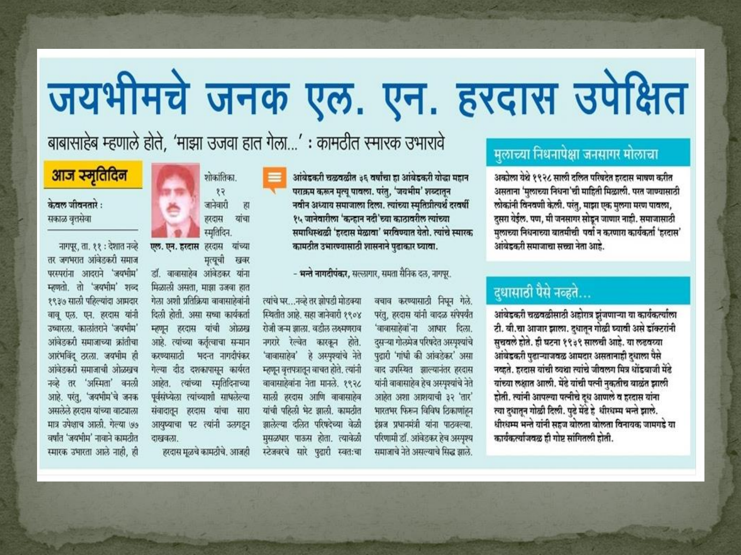# जयभीमचे जनक एल. एन. हरदास उपेक्षित

## बाबासाहेब म्हणाले होते, 'माझा उजवा हात गेला...' : कामठीत स्मारक उभारावे

**आज स्मृतिदिन**

केवल जीवनतारे :
सकाळ वृत्तसेवा

नागपूर, ता. ११ : देशात नव्हे तर जगभरात आंबेडकरी समाज परस्परांना आदराने 'जयभीम' म्हणतो. तो 'जयभीम' शब्द १९३७ साली पहिल्यांदा आमदार बाबू एल. एन. हरदास यांनी उच्चारला. कालांतराने 'जयभीम' आंबेडकरी समाजाच्या क्रांतीचा आरंभबिंदू ठरला. जयभीम ही आंबेडकरी समाजाची ओळखच नव्हे तर 'अस्मिता' बनली आहे. परंतु, 'जयभीम'चे जनक असलेले हरदास यांच्या वाट्याला मात्र उपेक्षाच आली. गेल्या ७७ वर्षांत 'जयभीम' नावाने कामठीत स्मारक उभारता आले नाही, ही शोकांतिका. १२ जानेवारी हा हरदास यांचा स्मृतिदिन.

**एल. एन. हरदास** हरदास यांच्या मृत्यूची खबर डॉ. बाबासाहेब आंबेडकर यांना मिळाली असता, माझा उजवा हात गेला अशी प्रतिक्रिया बाबासाहेबांनी दिली होती. असा सच्चा कार्यकर्ता म्हणून हरदास यांची ओळख आहे. त्यांच्या कर्तृत्वाचा सन्मान करण्यासाठी भदन्त नागदीपंकर गेल्या दीड दशकापासून कार्यरत आहेत. त्यांच्या स्मृतिदिनाच्या पूर्वसंध्येला त्यांच्याशी साधलेल्या संवादातून हरदास यांचा सारा आयुष्याचा पट त्यांनी उलगडून दाखवला.

हरदास मूळचे कामठीचे. आजही त्यांचे घर...नव्हे तर झोपडी मोडक्या स्थितीत आहे. सहा जानेवारी १९०४ रोजी जन्म झाला. वडील लक्ष्मणराव नगराळे रेल्वेत कारकून होते. 'बाबासाहेब' हे अस्पृश्यांचे नेते म्हणून वृत्तपत्रातून वाचत होते. त्यांनी बाबासाहेबांना नेता मानले. १९२८ साली हरदास आणि बाबासाहेब यांची पहिली भेट झाली. कामठीत झालेल्या दलित परिषदेच्या वेळी मुसळधार पाऊस होता. त्यावेळी स्टेजवरचे सारे पुढारी स्वतःचा बचाव करण्यासाठी निघून गेले. परंतु, हरदास यांनी वादळ संपेपर्यंत 'बाबासाहेबां'ना आधार दिला. दुसऱ्या गोलमेज परिषदेत अस्पृश्यांचे पुढारी 'गांधी की आंबेडकर' असा वाद उपस्थित झाल्यानंतर हरदास यांनी बाबासाहेब हेच अस्पृश्यांचे नेते आहेत अशा आशयाची ३२ 'तार' भारतभर फिरून विविध ठिकाणांहून इंग्रज प्रधानमंत्री यांना पाठवल्या. परिणामी डॉ. आंबेडकर हेच अस्पृश्य समाजाचे नेते असल्याचे सिद्ध झाले.

> **आंबेडकरी चळवळीत ३६ वर्षांचा हा आंबेडकरी योद्धा महान पराक्रम करून मृत्यू पावला. परंतु, 'जयभीम' शब्दातून नवीन अध्याय समाजाला दिला. त्यांच्या स्मृतिप्रीत्यर्थ दरवर्षी १५ जानेवारीला 'कन्हान नदी'च्या काठावरील त्यांच्या समाधिस्थळी 'हरदास मेळावा' भरविण्यात येतो. त्यांचे स्मारक कामठीत उभारण्यासाठी शासनाने पुढाकार घ्यावा.**
>
> – **भन्ते नागदीपंकर,** सल्लागार, समता सैनिक दल, नागपूर.

### मुलाच्या निधनापेक्षा जनसागर मोलाचा

**अकोला येथे १९२८ साली दलित परिषदेत हरदास भाषण करीत असताना 'मुलाच्या निधना'ची माहिती मिळाली. परत जाण्यासाठी लोकांनी विनवणी केली. परंतु, माझा एक मुलगा मरण पावला, दुसरा येईल. पण, मी जनसागर सोडून जाणार नाही. समाजासाठी मुलाच्या निधनाच्या बातमीची पर्वा न करणारा कार्यकर्ता 'हरदास' आंबेडकरी समाजाचा सच्चा नेता आहे.**

### दुधासाठी पैसे नव्हते...

**आंबेडकरी चळवळीसाठी अहोरात्र झुंजणाऱ्या या कार्यकर्त्याला टी. बी.चा आजार झाला. दुधातून गोळी घ्यावी असे डॉक्टरांनी सुचवले होते. ही घटना १९३९ सालची आहे. या लढवय्या आंबेडकरी पुढाऱ्याजवळ आमदार असतानाही दुधाला पैसे नव्हते. हरदास यांची व्यथा त्यांचे जीवलग मित्र धोंडबाजी मेंढे यांच्या लक्षात आली. मेंढे यांची पत्नी नुकतीच बाळंत झाली होती. त्यांनी आपल्या पत्नीचे दूध आणले व हरदास यांना त्या दुधातून गोळी दिली. पुढे मेंढे हे धीरधम्म भन्ते झाले. धीरधम्म भन्ते यांनी सहज बोलता बोलता विनायक जामगडे या कार्यकर्त्याजवळ ही गोष्ट सांगितली होती.**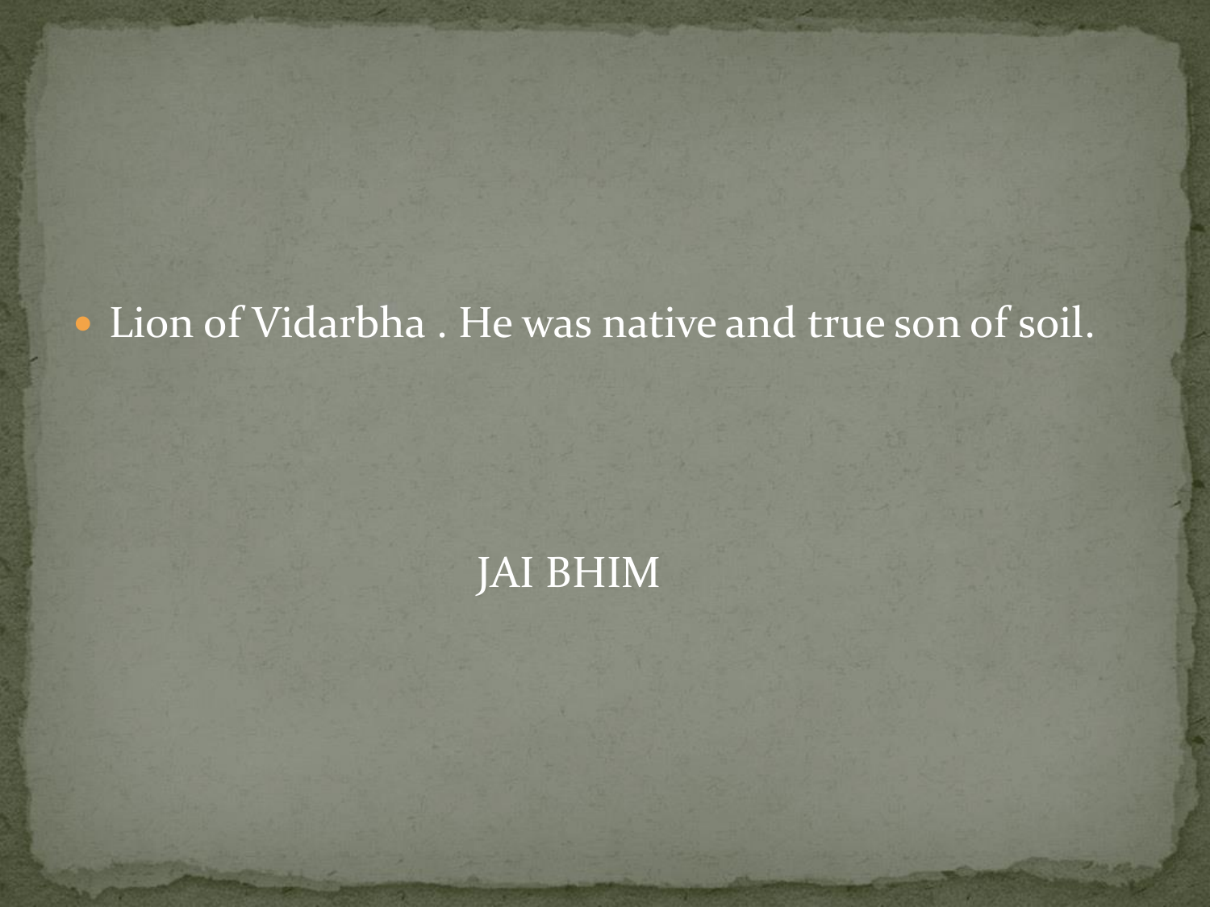- Lion of Vidarbha . He was native and true son of soil.

JAI BHIM